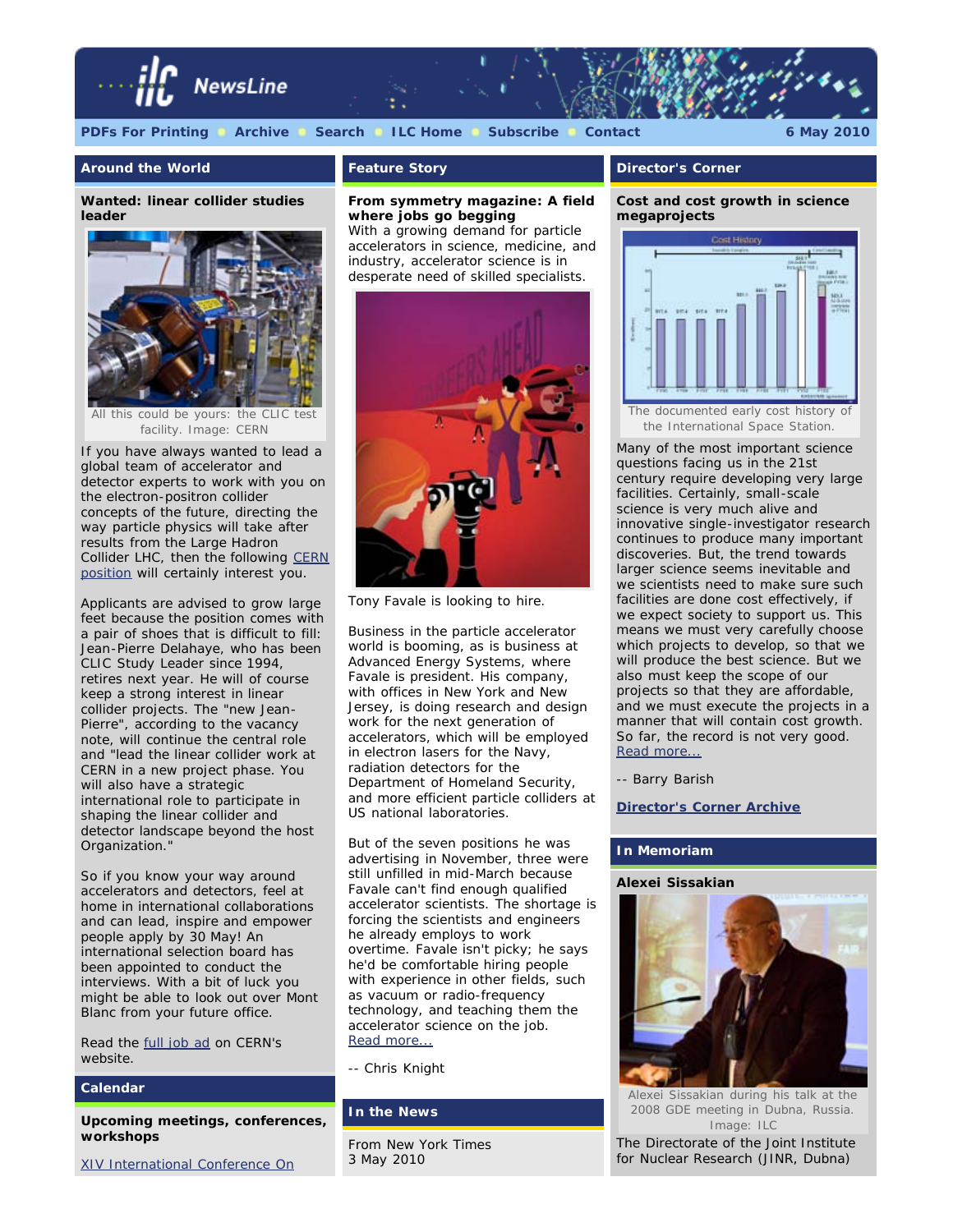# ilc NewsLine

PDFs For Printing | Archive | Search | ILC Home | Subscribe | Contact

6 May 2010

## Around the World

### Wanted: linear collider studies leader

All this could be yours: the CLIC test facility. Image: CERN

If you have always wanted to lead a global team of accelerator and detector experts to work with you on the electron-positron collider concepts of the future, directing the way particle physics will take after results from the Large Hadron Collider LHC, then the following CERN position will certainly interest you.

Applicants are advised to grow large feet because the position comes with a pair of shoes that is difficult to fill: Jean-Pierre Delahaye, who has been CLIC Study Leader since 1994, retires next year. He will of course keep a strong interest in linear collider projects. The "new Jean-Pierre", according to the vacancy note, will continue the central role and "lead the linear collider work at CERN in a new project phase. You will also have a strategic international role to participate in shaping the linear collider and detector landscape beyond the host Organization."

So if you know your way around accelerators and detectors, feel at home in international collaborations and can lead, inspire and empower people apply by 30 May! An international selection board has been appointed to conduct the interviews. With a bit of luck you might be able to look out over Mont Blanc from your future office.

Read the full job ad on CERN's website.

## Calendar

**Upcoming meetings, conferences, workshops**

XIV International Conference On

## Feature Story

### From symmetry magazine: A field where jobs go begging

With a growing demand for particle accelerators in science, medicine, and industry, accelerator science is in desperate need of skilled specialists.

Tony Favale is looking to hire.

Business in the particle accelerator world is booming, as is business at Advanced Energy Systems, where Favale is president. His company, with offices in New York and New Jersey, is doing research and design work for the next generation of accelerators, which will be employed in electron lasers for the Navy, radiation detectors for the Department of Homeland Security, and more efficient particle colliders at US national laboratories.

But of the seven positions he was advertising in November, three were still unfilled in mid-March because Favale can't find enough qualified accelerator scientists. The shortage is forcing the scientists and engineers he already employs to work overtime. Favale isn't picky; he says he'd be comfortable hiring people with experience in other fields, such as vacuum or radio-frequency technology, and teaching them the accelerator science on the job.
Read more...

-- Chris Knight

## In the News

From New York Times
3 May 2010

## Director's Corner

### Cost and cost growth in science megaprojects

The documented early cost history of the International Space Station.

Many of the most important science questions facing us in the 21st century require developing very large facilities. Certainly, small-scale science is very much alive and innovative single-investigator research continues to produce many important discoveries. But, the trend towards larger science seems inevitable and we scientists need to make sure such facilities are done cost effectively, if we expect society to support us. This means we must very carefully choose which projects to develop, so that we will produce the best science. But we also must keep the scope of our projects so that they are affordable, and we must execute the projects in a manner that will contain cost growth. So far, the record is not very good.
Read more...

-- Barry Barish

**Director's Corner Archive**

## In Memoriam

### Alexei Sissakian

Alexei Sissakian during his talk at the 2008 GDE meeting in Dubna, Russia. Image: ILC

The Directorate of the Joint Institute for Nuclear Research (JINR, Dubna)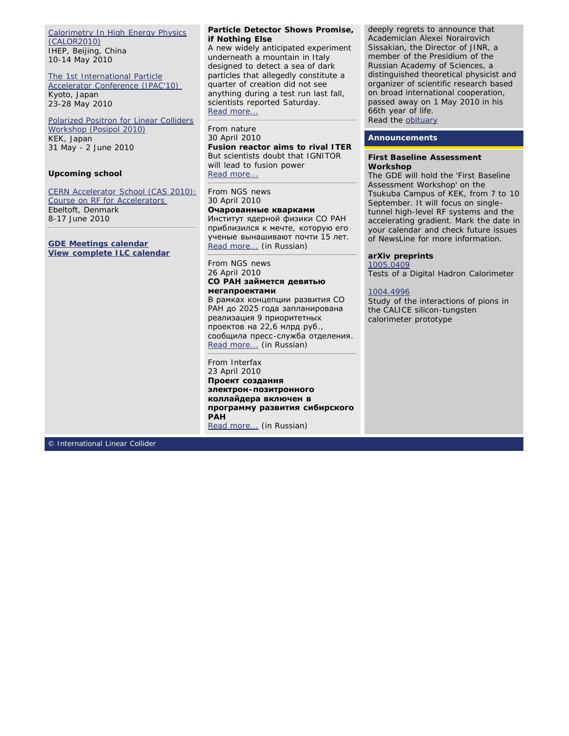Calorimetry In High Energy Physics (CALOR2010)
IHEP, Beijing, China
10-14 May 2010

The 1st International Particle Accelerator Conference (IPAC'10)
Kyoto, Japan
23-28 May 2010

Polarized Positron for Linear Colliders Workshop (Posipol 2010)
KEK, Japan
31 May - 2 June 2010

**Upcoming school**

CERN Accelerator School (CAS 2010): Course on RF for Accelerators
Ebeltoft, Denmark
8-17 June 2010

---

**GDE Meetings calendar**
**View complete ILC calendar**

**Particle Detector Shows Promise, if Nothing Else**
A new widely anticipated experiment underneath a mountain in Italy designed to detect a sea of dark particles that allegedly constitute a quarter of creation did not see anything during a test run last fall, scientists reported Saturday.
Read more...

---

From nature
30 April 2010
**Fusion reactor aims to rival ITER**
But scientists doubt that IGNITOR will lead to fusion power
Read more...

---

From NGS news
30 April 2010
**Очарованные кварками**
Институт ядерной физики СО РАН приблизился к мечте, которую его ученые вынашивают почти 15 лет.
Read more... (in Russian)

---

From NGS news
26 April 2010
**СО РАН займется девятью мегапроектами**
В рамках концепции развития СО РАН до 2025 года запланирована реализация 9 приоритетных проектов на 22,6 млрд руб., сообщила пресс-служба отделения.
Read more... (in Russian)

---

From Interfax
23 April 2010
**Проект создания электрон-позитронного коллайдера включен в программу развития сибирского РАН**
Read more... (in Russian)

deeply regrets to announce that Academician Alexei Norairovich Sissakian, the Director of JINR, a member of the Presidium of the Russian Academy of Sciences, a distinguished theoretical physicist and organizer of scientific research based on broad international cooperation, passed away on 1 May 2010 in his 66th year of life.
Read the obituary

## Announcements

**First Baseline Assessment Workshop**
The GDE will hold the 'First Baseline Assessment Workshop' on the Tsukuba Campus of KEK, from 7 to 10 September. It will focus on single-tunnel high-level RF systems and the accelerating gradient. Mark the date in your calendar and check future issues of NewsLine for more information.

**arXiv preprints**
1005.0409
Tests of a Digital Hadron Calorimeter

1004.4996
Study of the interactions of pions in the CALICE silicon-tungsten calorimeter prototype

© International Linear Collider